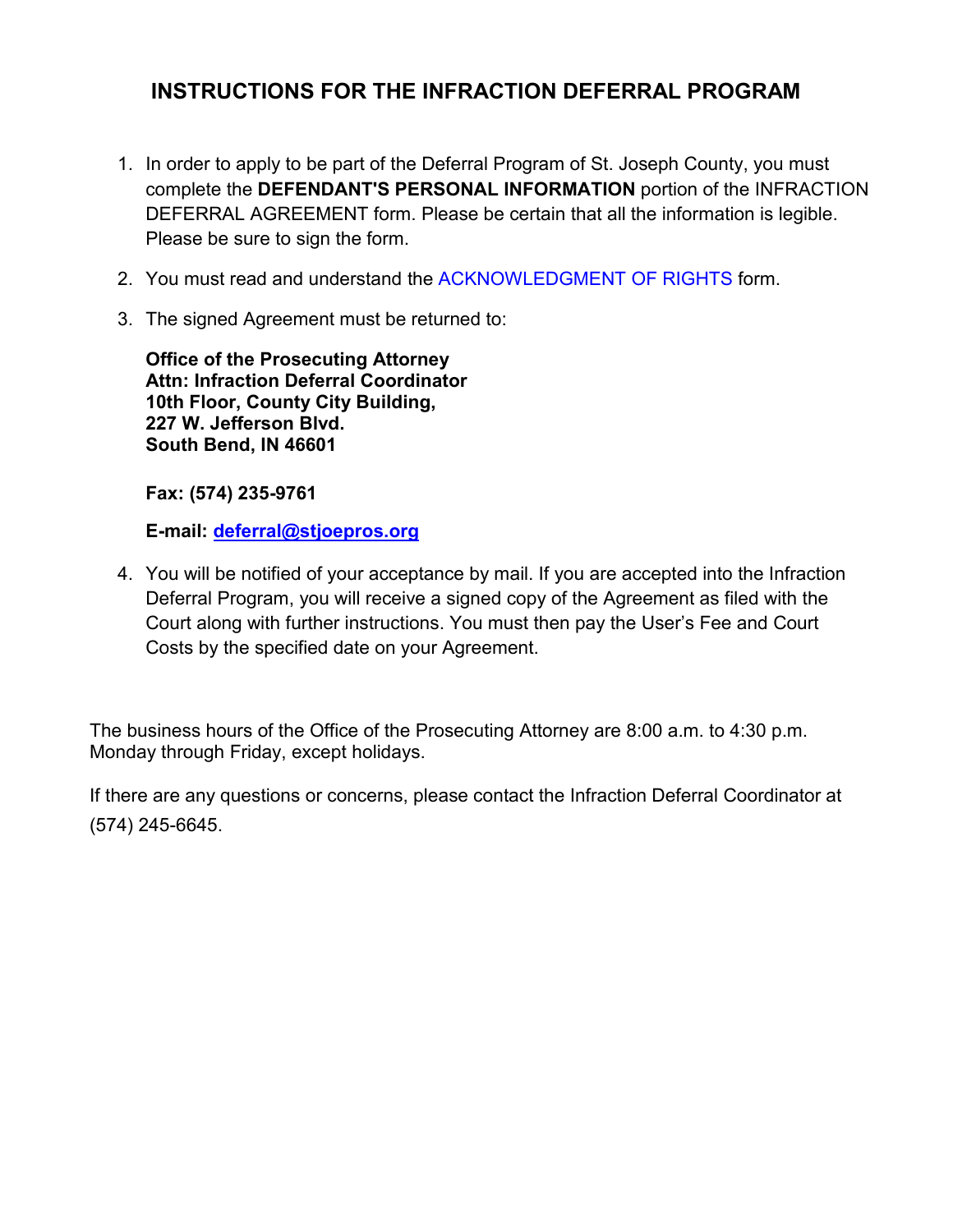# INSTRUCTIONS FOR THE INFRACTION DEFERRAL PROGRAM

1. In order to apply to be part of the Deferral Program of St. Joseph County, you must complete the **DEFENDANT'S PERSONAL INFORMATION** portion of the INFRACTION DEFERRAL AGREEMENT form. Please be certain that all the information is legible. Please be sure to sign the form.

2. You must read and understand the ACKNOWLEDGMENT OF RIGHTS form.

3. The signed Agreement must be returned to:

   **Office of the Prosecuting Attorney**
   **Attn: Infraction Deferral Coordinator**
   **10th Floor, County City Building,**
   **227 W. Jefferson Blvd.**
   **South Bend, IN 46601**

   **Fax: (574) 235-9761**

   **E-mail: deferral@stjoepros.org**

4. You will be notified of your acceptance by mail. If you are accepted into the Infraction Deferral Program, you will receive a signed copy of the Agreement as filed with the Court along with further instructions. You must then pay the User's Fee and Court Costs by the specified date on your Agreement.

The business hours of the Office of the Prosecuting Attorney are 8:00 a.m. to 4:30 p.m. Monday through Friday, except holidays.

If there are any questions or concerns, please contact the Infraction Deferral Coordinator at (574) 245-6645.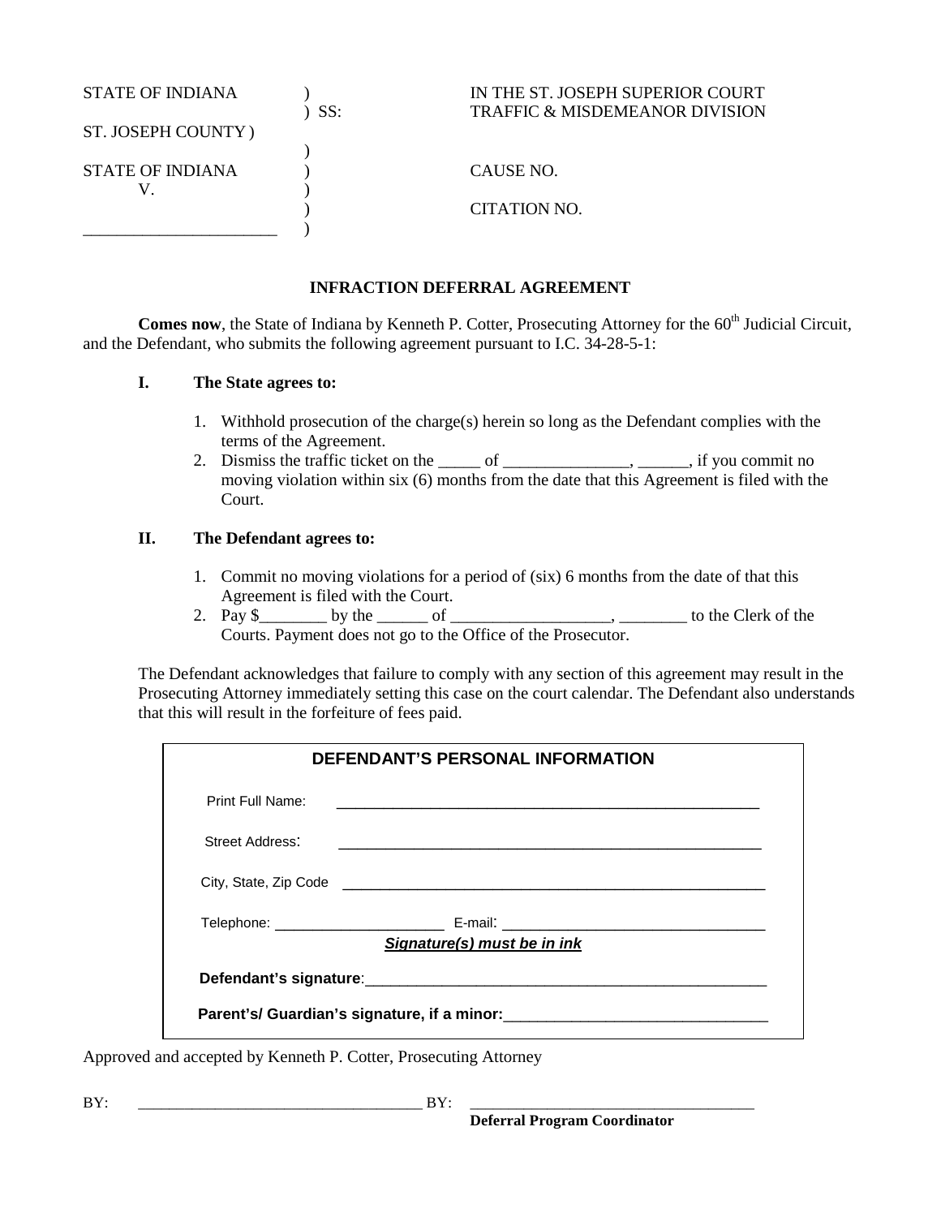STATE OF INDIANA ) IN THE ST. JOSEPH SUPERIOR COURT
) SS: TRAFFIC & MISDEMEANOR DIVISION
ST. JOSEPH COUNTY )
)
STATE OF INDIANA ) CAUSE NO.
V. )
) CITATION NO.
_______________________ )

**INFRACTION DEFERRAL AGREEMENT**

**Comes now**, the State of Indiana by Kenneth P. Cotter, Prosecuting Attorney for the 60th Judicial Circuit, and the Defendant, who submits the following agreement pursuant to I.C. 34-28-5-1:

**I. The State agrees to:**

1. Withhold prosecution of the charge(s) herein so long as the Defendant complies with the terms of the Agreement.
2. Dismiss the traffic ticket on the _____ of _______________, ______, if you commit no moving violation within six (6) months from the date that this Agreement is filed with the Court.

**II. The Defendant agrees to:**

1. Commit no moving violations for a period of (six) 6 months from the date of that this Agreement is filed with the Court.
2. Pay $________ by the ______ of ___________________, ________ to the Clerk of the Courts. Payment does not go to the Office of the Prosecutor.

The Defendant acknowledges that failure to comply with any section of this agreement may result in the Prosecuting Attorney immediately setting this case on the court calendar. The Defendant also understands that this will result in the forfeiture of fees paid.

**DEFENDANT'S PERSONAL INFORMATION**

Print Full Name: _____________________________________________________

Street Address: _____________________________________________________

City, State, Zip Code _____________________________________________________

Telephone: _____________________ E-mail: _________________________________

***Signature(s) must be in ink***

**Defendant's signature**:_________________________________________________

**Parent's/ Guardian's signature, if a minor:**_______________________________

Approved and accepted by Kenneth P. Cotter, Prosecuting Attorney

BY: ____________________________________ BY: ____________________________________
**Deferral Program Coordinator**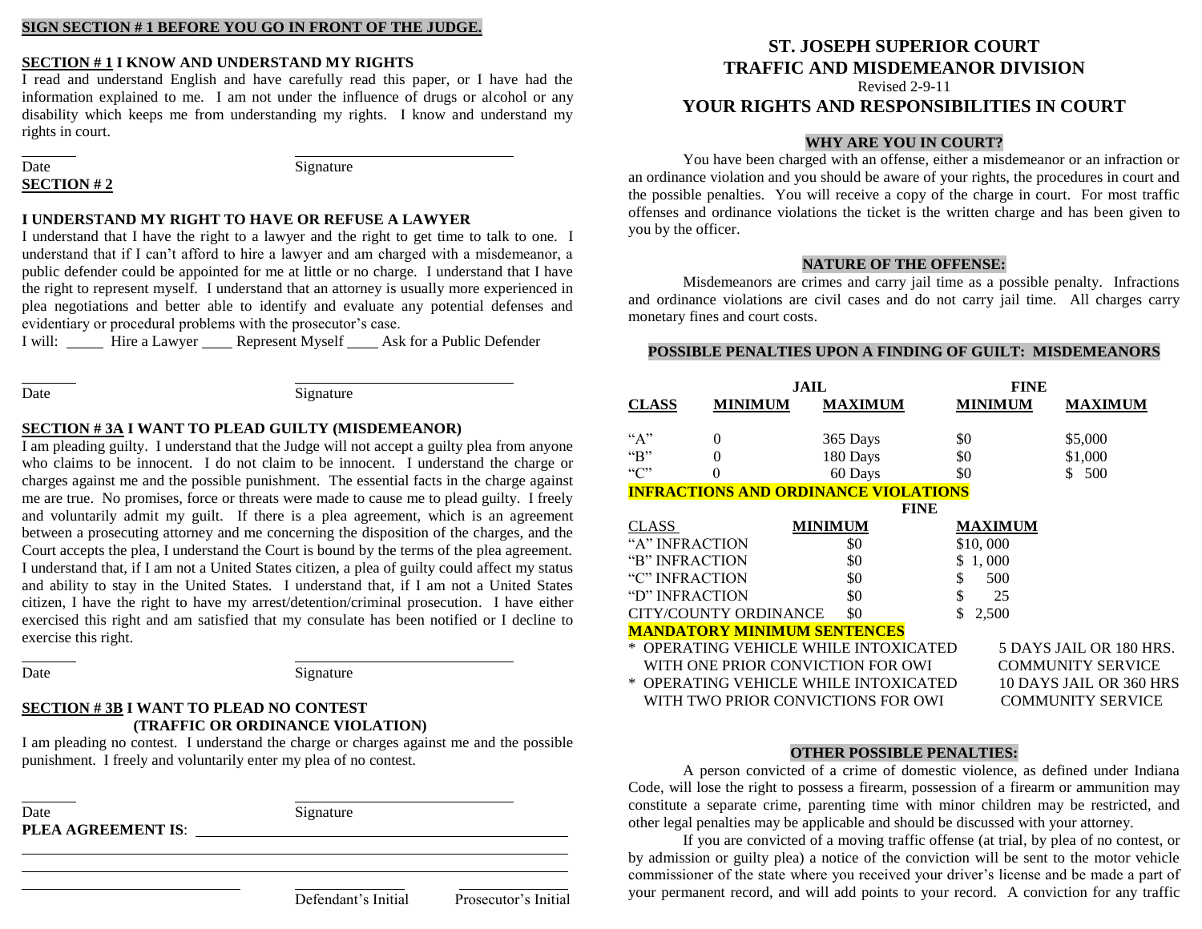**SIGN SECTION # 1 BEFORE YOU GO IN FRONT OF THE JUDGE.**

**SECTION # 1 I KNOW AND UNDERSTAND MY RIGHTS**

I read and understand English and have carefully read this paper, or I have had the information explained to me. I am not under the influence of drugs or alcohol or any disability which keeps me from understanding my rights. I know and understand my rights in court.

_______ Date _______________________ Signature

**SECTION # 2**

**I UNDERSTAND MY RIGHT TO HAVE OR REFUSE A LAWYER**

I understand that I have the right to a lawyer and the right to get time to talk to one. I understand that if I can't afford to hire a lawyer and am charged with a misdemeanor, a public defender could be appointed for me at little or no charge. I understand that I have the right to represent myself. I understand that an attorney is usually more experienced in plea negotiations and better able to identify and evaluate any potential defenses and evidentiary or procedural problems with the prosecutor's case.

I will: _____ Hire a Lawyer ____ Represent Myself ____ Ask for a Public Defender

_______ Date _______________________ Signature

**SECTION # 3A I WANT TO PLEAD GUILTY (MISDEMEANOR)**

I am pleading guilty. I understand that the Judge will not accept a guilty plea from anyone who claims to be innocent. I do not claim to be innocent. I understand the charge or charges against me and the possible punishment. The essential facts in the charge against me are true. No promises, force or threats were made to cause me to plead guilty. I freely and voluntarily admit my guilt. If there is a plea agreement, which is an agreement between a prosecuting attorney and me concerning the disposition of the charges, and the Court accepts the plea, I understand the Court is bound by the terms of the plea agreement. I understand that, if I am not a United States citizen, a plea of guilty could affect my status and ability to stay in the United States. I understand that, if I am not a United States citizen, I have the right to have my arrest/detention/criminal prosecution. I have either exercised this right and am satisfied that my consulate has been notified or I decline to exercise this right.

_______ Date _______________________ Signature

**SECTION # 3B I WANT TO PLEAD NO CONTEST (TRAFFIC OR ORDINANCE VIOLATION)**

I am pleading no contest. I understand the charge or charges against me and the possible punishment. I freely and voluntarily enter my plea of no contest.

_______ Date _______________________ Signature

**PLEA AGREEMENT IS**: ________________________________________

_______________________________________________________________

_______________________________________________________________

_______________________ _______________ Defendant's Initial _______________ Prosecutor's Initial

# ST. JOSEPH SUPERIOR COURT
# TRAFFIC AND MISDEMEANOR DIVISION

Revised 2-9-11

## YOUR RIGHTS AND RESPONSIBILITIES IN COURT

### WHY ARE YOU IN COURT?

You have been charged with an offense, either a misdemeanor or an infraction or an ordinance violation and you should be aware of your rights, the procedures in court and the possible penalties. You will receive a copy of the charge in court. For most traffic offenses and ordinance violations the ticket is the written charge and has been given to you by the officer.

### NATURE OF THE OFFENSE:

Misdemeanors are crimes and carry jail time as a possible penalty. Infractions and ordinance violations are civil cases and do not carry jail time. All charges carry monetary fines and court costs.

### POSSIBLE PENALTIES UPON A FINDING OF GUILT: MISDEMEANORS

| | JAIL | | FINE | |
|---|---|---|---|---|
| **CLASS** | **MINIMUM** | **MAXIMUM** | **MINIMUM** | **MAXIMUM** |
| "A" | 0 | 365 Days | $0 | $5,000 |
| "B" | 0 | 180 Days | $0 | $1,000 |
| "C" | 0 | 60 Days | $0 | $ 500 |

**INFRACTIONS AND ORDINANCE VIOLATIONS**

| | FINE | |
|---|---|---|
| CLASS | **MINIMUM** | **MAXIMUM** |
| "A" INFRACTION | $0 | $10, 000 |
| "B" INFRACTION | $0 | $ 1, 000 |
| "C" INFRACTION | $0 | $ 500 |
| "D" INFRACTION | $0 | $ 25 |
| CITY/COUNTY ORDINANCE | $0 | $ 2,500 |

**MANDATORY MINIMUM SENTENCES**

| | |
|---|---|
| * OPERATING VEHICLE WHILE INTOXICATED WITH ONE PRIOR CONVICTION FOR OWI | 5 DAYS JAIL OR 180 HRS. COMMUNITY SERVICE |
| * OPERATING VEHICLE WHILE INTOXICATED WITH TWO PRIOR CONVICTIONS FOR OWI | 10 DAYS JAIL OR 360 HRS COMMUNITY SERVICE |

### OTHER POSSIBLE PENALTIES:

A person convicted of a crime of domestic violence, as defined under Indiana Code, will lose the right to possess a firearm, possession of a firearm or ammunition may constitute a separate crime, parenting time with minor children may be restricted, and other legal penalties may be applicable and should be discussed with your attorney.

If you are convicted of a moving traffic offense (at trial, by plea of no contest, or by admission or guilty plea) a notice of the conviction will be sent to the motor vehicle commissioner of the state where you received your driver's license and be made a part of your permanent record, and will add points to your record. A conviction for any traffic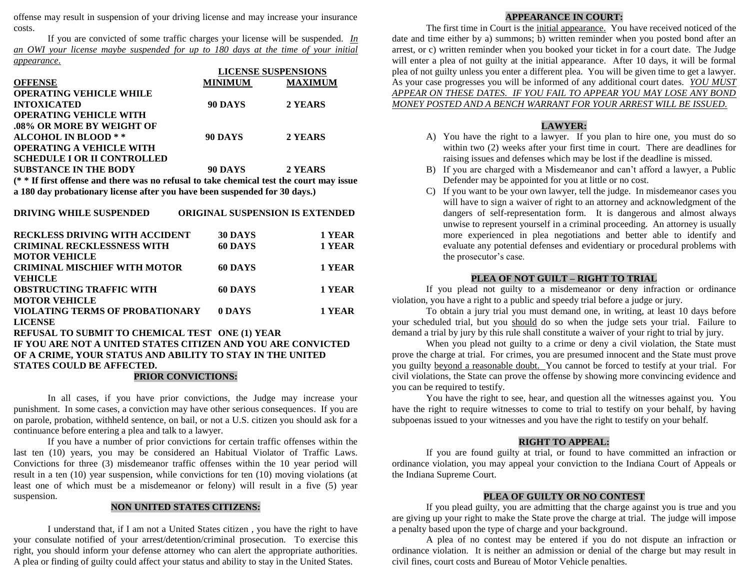offense may result in suspension of your driving license and may increase your insurance costs.

If you are convicted of some traffic charges your license will be suspended. *In an OWI your license maybe suspended for up to 180 days at the time of your initial appearance*.

| | LICENSE SUSPENSIONS | |
|---|---|---|
| **OFFENSE** | **MINIMUM** | **MAXIMUM** |
| **OPERATING VEHICLE WHILE INTOXICATED** | **90 DAYS** | **2 YEARS** |
| **OPERATING VEHICLE WITH .08% OR MORE BY WEIGHT OF ALCOHOL IN BLOOD * *** | **90 DAYS** | **2 YEARS** |
| **OPERATING A VEHICLE WITH SCHEDULE I OR II CONTROLLED SUBSTANCE IN THE BODY** | **90 DAYS** | **2 YEARS** |

**(* * If first offense and there was no refusal to take chemical test the court may issue a 180 day probationary license after you have been suspended for 30 days.)**

**DRIVING WHILE SUSPENDED — ORIGINAL SUSPENSION IS EXTENDED**

| | | |
|---|---|---|
| **RECKLESS DRIVING WITH ACCIDENT** | **30 DAYS** | **1 YEAR** |
| **CRIMINAL RECKLESSNESS WITH MOTOR VEHICLE** | **60 DAYS** | **1 YEAR** |
| **CRIMINAL MISCHIEF WITH MOTOR VEHICLE** | **60 DAYS** | **1 YEAR** |
| **OBSTRUCTING TRAFFIC WITH MOTOR VEHICLE** | **60 DAYS** | **1 YEAR** |
| **VIOLATING TERMS OF PROBATIONARY LICENSE** | **0 DAYS** | **1 YEAR** |

**REFUSAL TO SUBMIT TO CHEMICAL TEST ONE (1) YEAR**

**IF YOU ARE NOT A UNITED STATES CITIZEN AND YOU ARE CONVICTED OF A CRIME, YOUR STATUS AND ABILITY TO STAY IN THE UNITED STATES COULD BE AFFECTED.**

## PRIOR CONVICTIONS:

In all cases, if you have prior convictions, the Judge may increase your punishment. In some cases, a conviction may have other serious consequences. If you are on parole, probation, withheld sentence, on bail, or not a U.S. citizen you should ask for a continuance before entering a plea and talk to a lawyer.

If you have a number of prior convictions for certain traffic offenses within the last ten (10) years, you may be considered an Habitual Violator of Traffic Laws. Convictions for three (3) misdemeanor traffic offenses within the 10 year period will result in a ten (10) year suspension, while convictions for ten (10) moving violations (at least one of which must be a misdemeanor or felony) will result in a five (5) year suspension.

## NON UNITED STATES CITIZENS:

I understand that, if I am not a United States citizen , you have the right to have your consulate notified of your arrest/detention/criminal prosecution. To exercise this right, you should inform your defense attorney who can alert the appropriate authorities. A plea or finding of guilty could affect your status and ability to stay in the United States.

## APPEARANCE IN COURT:

The first time in Court is the initial appearance. You have received noticed of the date and time either by a) summons; b) written reminder when you posted bond after an arrest, or c) written reminder when you booked your ticket in for a court date. The Judge will enter a plea of not guilty at the initial appearance. After 10 days, it will be formal plea of not guilty unless you enter a different plea. You will be given time to get a lawyer. As your case progresses you will be informed of any additional court dates. *YOU MUST APPEAR ON THESE DATES. IF YOU FAIL TO APPEAR YOU MAY LOSE ANY BOND MONEY POSTED AND A BENCH WARRANT FOR YOUR ARREST WILL BE ISSUED.*

## LAWYER:

A) You have the right to a lawyer. If you plan to hire one, you must do so within two (2) weeks after your first time in court. There are deadlines for raising issues and defenses which may be lost if the deadline is missed.

B) If you are charged with a Misdemeanor and can't afford a lawyer, a Public Defender may be appointed for you at little or no cost.

C) If you want to be your own lawyer, tell the judge. In misdemeanor cases you will have to sign a waiver of right to an attorney and acknowledgment of the dangers of self-representation form. It is dangerous and almost always unwise to represent yourself in a criminal proceeding. An attorney is usually more experienced in plea negotiations and better able to identify and evaluate any potential defenses and evidentiary or procedural problems with the prosecutor's case.

## PLEA OF NOT GUILT – RIGHT TO TRIAL

If you plead not guilty to a misdemeanor or deny infraction or ordinance violation, you have a right to a public and speedy trial before a judge or jury.

To obtain a jury trial you must demand one, in writing, at least 10 days before your scheduled trial, but you should do so when the judge sets your trial. Failure to demand a trial by jury by this rule shall constitute a waiver of your right to trial by jury.

When you plead not guilty to a crime or deny a civil violation, the State must prove the charge at trial. For crimes, you are presumed innocent and the State must prove you guilty beyond a reasonable doubt. You cannot be forced to testify at your trial. For civil violations, the State can prove the offense by showing more convincing evidence and you can be required to testify.

You have the right to see, hear, and question all the witnesses against you. You have the right to require witnesses to come to trial to testify on your behalf, by having subpoenas issued to your witnesses and you have the right to testify on your behalf.

## RIGHT TO APPEAL:

If you are found guilty at trial, or found to have committed an infraction or ordinance violation, you may appeal your conviction to the Indiana Court of Appeals or the Indiana Supreme Court.

## PLEA OF GUILTY OR NO CONTEST

If you plead guilty, you are admitting that the charge against you is true and you are giving up your right to make the State prove the charge at trial. The judge will impose a penalty based upon the type of charge and your background.

A plea of no contest may be entered if you do not dispute an infraction or ordinance violation. It is neither an admission or denial of the charge but may result in civil fines, court costs and Bureau of Motor Vehicle penalties.